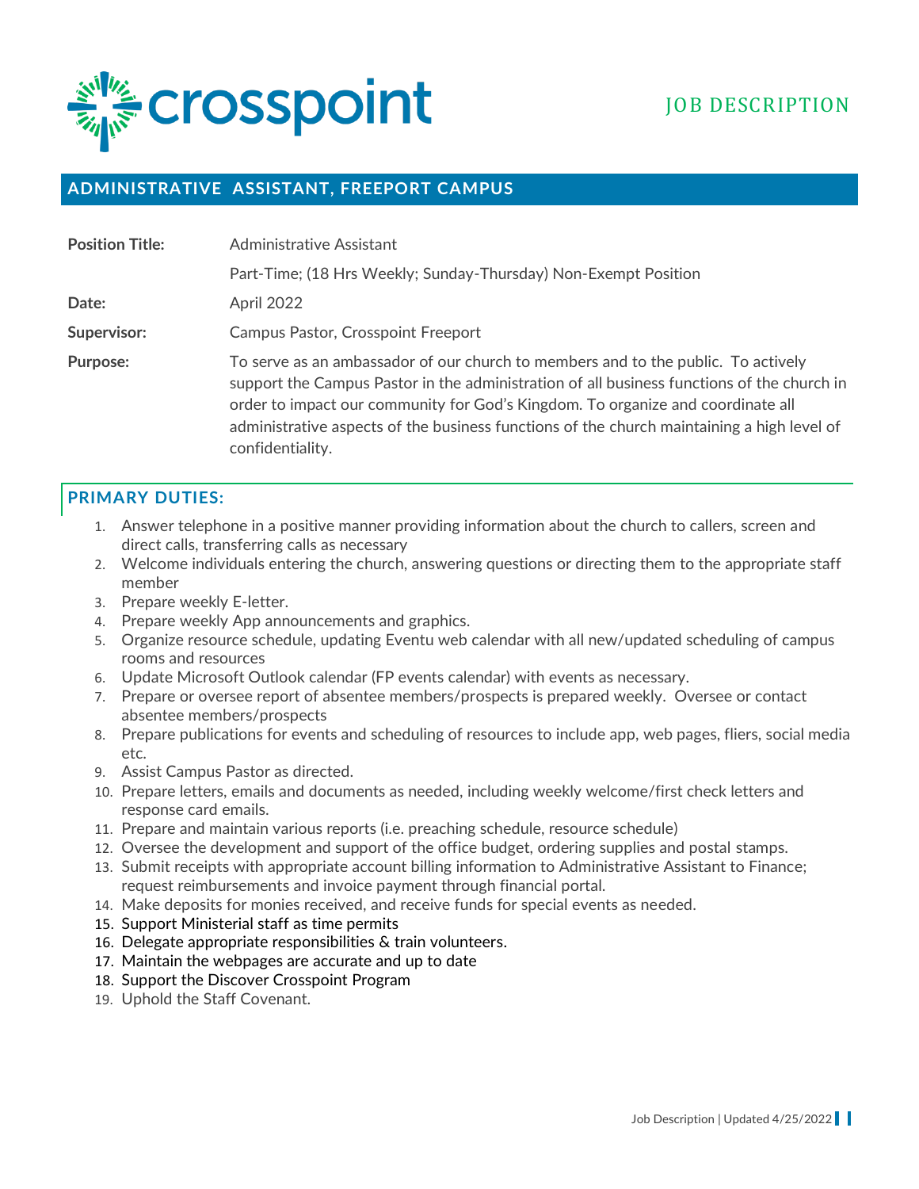crosspoint

JOB DESCRIPTION

## ADMINISTRATIVE ASSISTANT, FREEPORT CAMPUS

| | |
|---|---|
| **Position Title:** | Administrative Assistant |
| | Part-Time; (18 Hrs Weekly; Sunday-Thursday) Non-Exempt Position |
| **Date:** | April 2022 |
| **Supervisor:** | Campus Pastor, Crosspoint Freeport |
| **Purpose:** | To serve as an ambassador of our church to members and to the public. To actively support the Campus Pastor in the administration of all business functions of the church in order to impact our community for God's Kingdom. To organize and coordinate all administrative aspects of the business functions of the church maintaining a high level of confidentiality. |

### PRIMARY DUTIES:

1. Answer telephone in a positive manner providing information about the church to callers, screen and direct calls, transferring calls as necessary
2. Welcome individuals entering the church, answering questions or directing them to the appropriate staff member
3. Prepare weekly E-letter.
4. Prepare weekly App announcements and graphics.
5. Organize resource schedule, updating Eventu web calendar with all new/updated scheduling of campus rooms and resources
6. Update Microsoft Outlook calendar (FP events calendar) with events as necessary.
7. Prepare or oversee report of absentee members/prospects is prepared weekly. Oversee or contact absentee members/prospects
8. Prepare publications for events and scheduling of resources to include app, web pages, fliers, social media etc.
9. Assist Campus Pastor as directed.
10. Prepare letters, emails and documents as needed, including weekly welcome/first check letters and response card emails.
11. Prepare and maintain various reports (i.e. preaching schedule, resource schedule)
12. Oversee the development and support of the office budget, ordering supplies and postal stamps.
13. Submit receipts with appropriate account billing information to Administrative Assistant to Finance; request reimbursements and invoice payment through financial portal.
14. Make deposits for monies received, and receive funds for special events as needed.
15. Support Ministerial staff as time permits
16. Delegate appropriate responsibilities & train volunteers.
17. Maintain the webpages are accurate and up to date
18. Support the Discover Crosspoint Program
19. Uphold the Staff Covenant.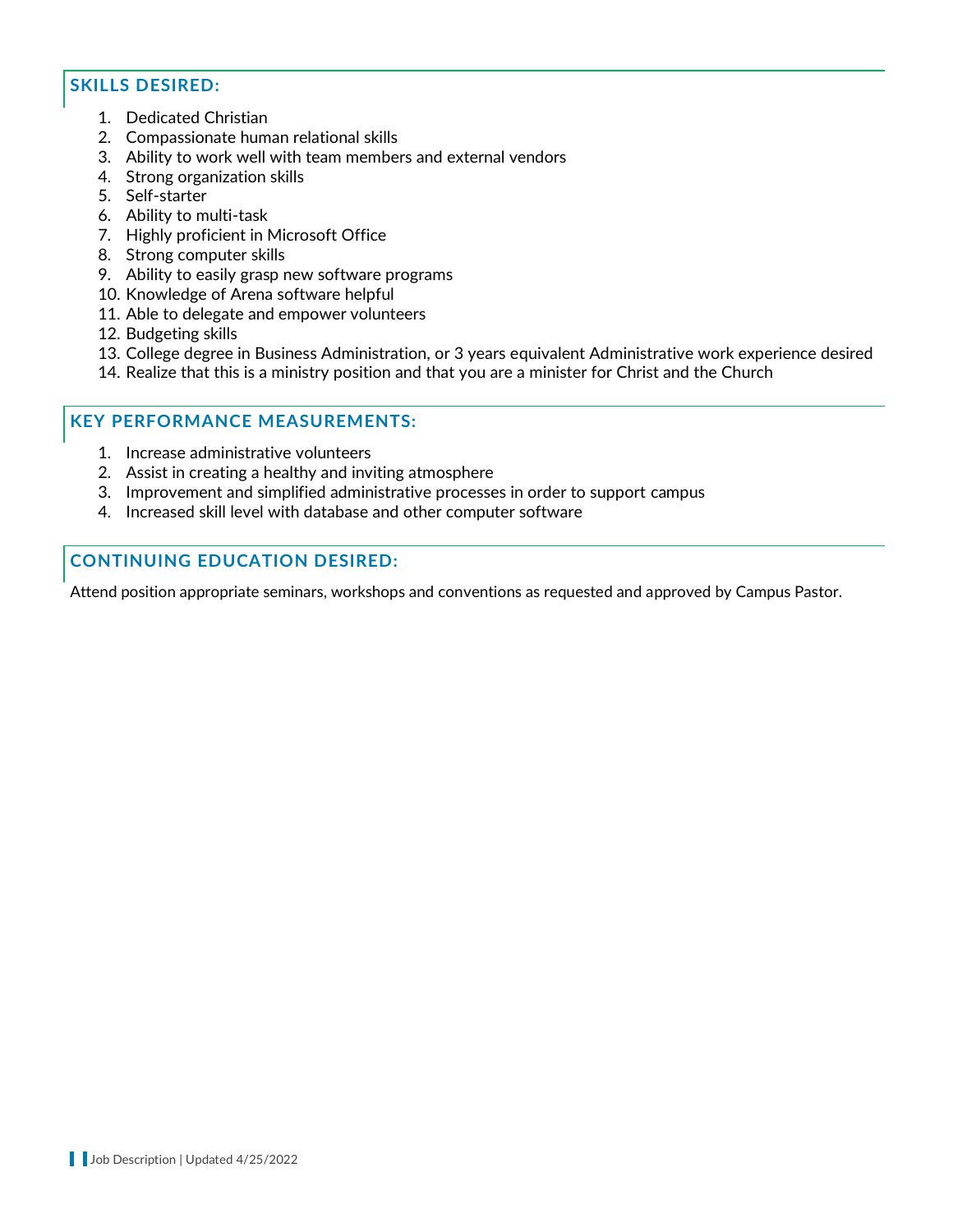## SKILLS DESIRED:

1. Dedicated Christian
2. Compassionate human relational skills
3. Ability to work well with team members and external vendors
4. Strong organization skills
5. Self-starter
6. Ability to multi-task
7. Highly proficient in Microsoft Office
8. Strong computer skills
9. Ability to easily grasp new software programs
10. Knowledge of Arena software helpful
11. Able to delegate and empower volunteers
12. Budgeting skills
13. College degree in Business Administration, or 3 years equivalent Administrative work experience desired
14. Realize that this is a ministry position and that you are a minister for Christ and the Church

## KEY PERFORMANCE MEASUREMENTS:

1. Increase administrative volunteers
2. Assist in creating a healthy and inviting atmosphere
3. Improvement and simplified administrative processes in order to support campus
4. Increased skill level with database and other computer software

## CONTINUING EDUCATION DESIRED:

Attend position appropriate seminars, workshops and conventions as requested and approved by Campus Pastor.